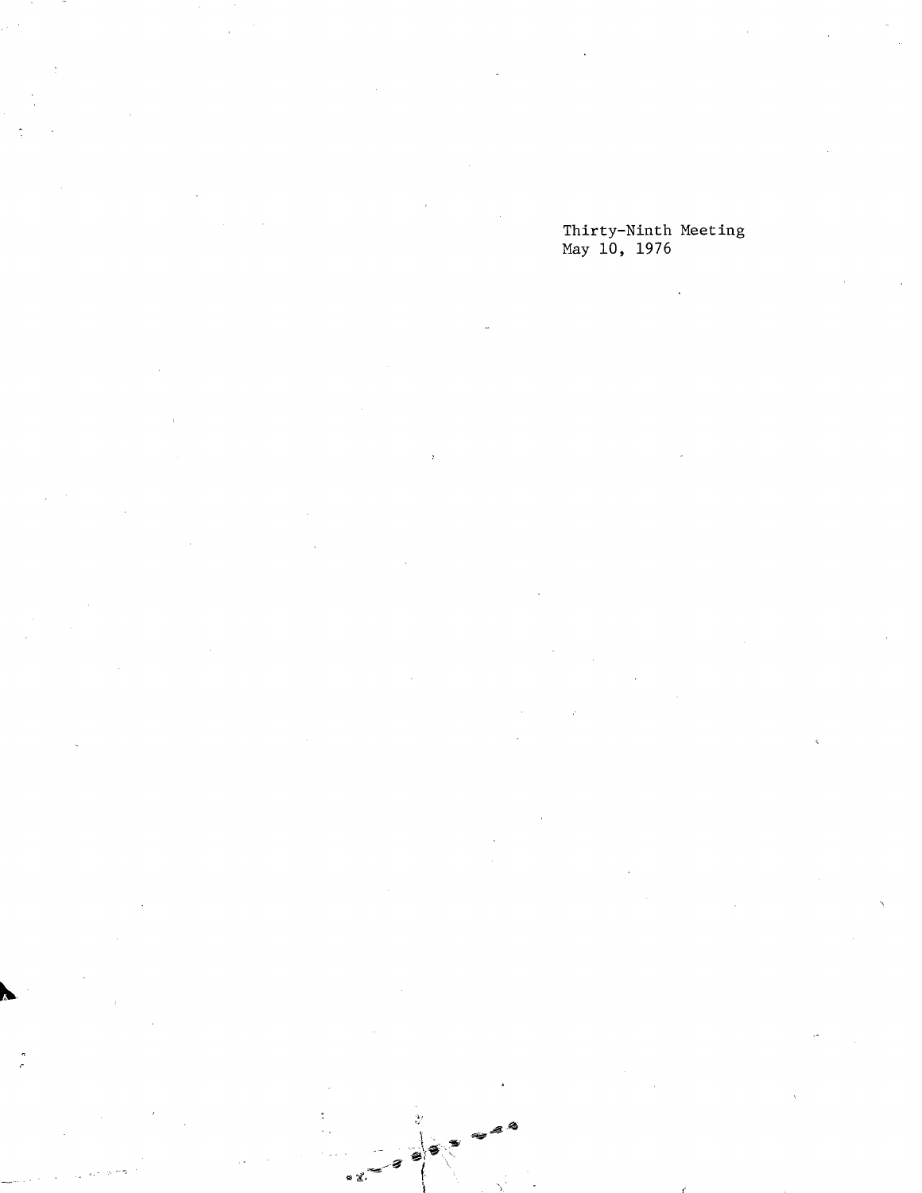Thirty-Ninth Meeting
May 10, 1976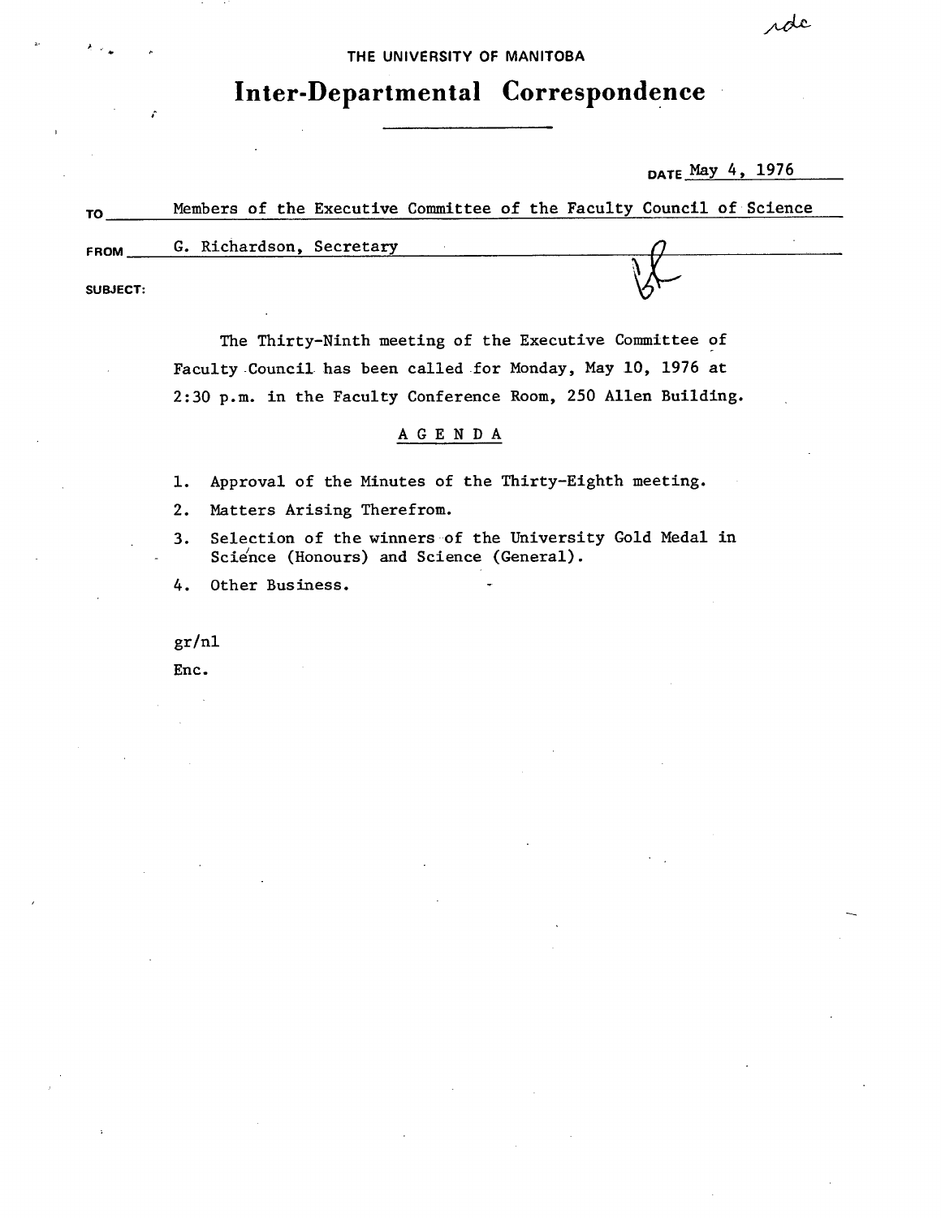THE UNIVERSITY OF MANITOBA

# Inter-Departmental Correspondence

DATE May 4, 1976

TO Members of the Executive Committee of the Faculty Council of Science

FROM G. Richardson, Secretary

SUBJECT:

The Thirty-Ninth meeting of the Executive Committee of Faculty Council has been called for Monday, May 10, 1976 at 2:30 p.m. in the Faculty Conference Room, 250 Allen Building.

## AGENDA

1. Approval of the Minutes of the Thirty-Eighth meeting.
2. Matters Arising Therefrom.
3. Selection of the winners of the University Gold Medal in Science (Honours) and Science (General).
4. Other Business.

gr/nl

Enc.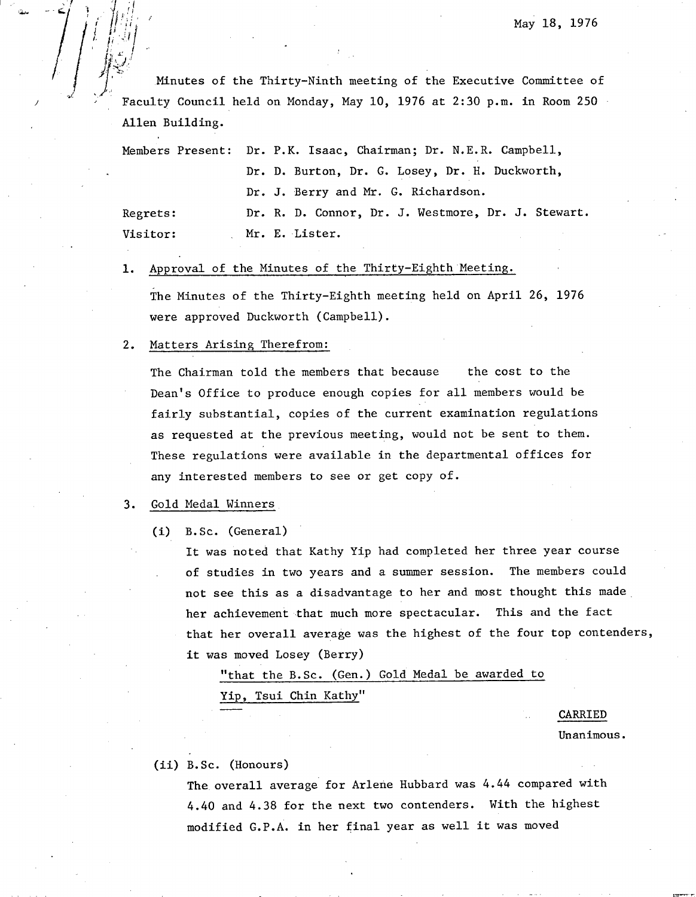May 18, 1976

Minutes of the Thirty-Ninth meeting of the Executive Committee of Faculty Council held on Monday, May 10, 1976 at 2:30 p.m. in Room 250 Allen Building.

Members Present: Dr. P.K. Isaac, Chairman; Dr. N.E.R. Campbell, Dr. D. Burton, Dr. G. Losey, Dr. H. Duckworth, Dr. J. Berry and Mr. G. Richardson.

Regrets: Dr. R. D. Connor, Dr. J. Westmore, Dr. J. Stewart.

Visitor: Mr. E. Lister.

1. Approval of the Minutes of the Thirty-Eighth Meeting.

   The Minutes of the Thirty-Eighth meeting held on April 26, 1976 were approved Duckworth (Campbell).

2. Matters Arising Therefrom:

   The Chairman told the members that because the cost to the Dean's Office to produce enough copies for all members would be fairly substantial, copies of the current examination regulations as requested at the previous meeting, would not be sent to them. These regulations were available in the departmental offices for any interested members to see or get copy of.

3. Gold Medal Winners

   (i) B.Sc. (General)

   It was noted that Kathy Yip had completed her three year course of studies in two years and a summer session. The members could not see this as a disadvantage to her and most thought this made her achievement that much more spectacular. This and the fact that her overall average was the highest of the four top contenders, it was moved Losey (Berry)

   "that the B.Sc. (Gen.) Gold Medal be awarded to Yip, Tsui Chin Kathy"

   CARRIED
   Unanimous.

   (ii) B.Sc. (Honours)

   The overall average for Arlene Hubbard was 4.44 compared with 4.40 and 4.38 for the next two contenders. With the highest modified G.P.A. in her final year as well it was moved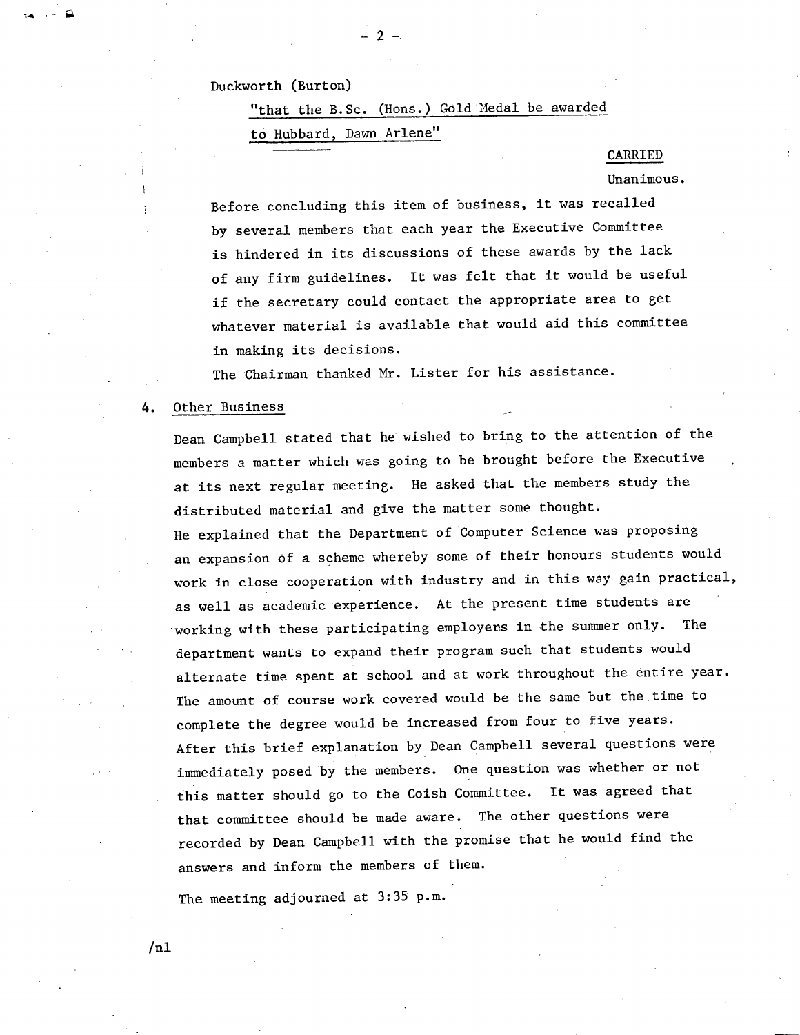Duckworth (Burton)

"that the B.Sc. (Hons.) Gold Medal be awarded to Hubbard, Dawn Arlene"

CARRIED
Unanimous.

Before concluding this item of business, it was recalled by several members that each year the Executive Committee is hindered in its discussions of these awards by the lack of any firm guidelines. It was felt that it would be useful if the secretary could contact the appropriate area to get whatever material is available that would aid this committee in making its decisions.

The Chairman thanked Mr. Lister for his assistance.

4. Other Business

Dean Campbell stated that he wished to bring to the attention of the members a matter which was going to be brought before the Executive at its next regular meeting. He asked that the members study the distributed material and give the matter some thought.

He explained that the Department of Computer Science was proposing an expansion of a scheme whereby some of their honours students would work in close cooperation with industry and in this way gain practical, as well as academic experience. At the present time students are working with these participating employers in the summer only. The department wants to expand their program such that students would alternate time spent at school and at work throughout the entire year. The amount of course work covered would be the same but the time to complete the degree would be increased from four to five years. After this brief explanation by Dean Campbell several questions were immediately posed by the members. One question was whether or not this matter should go to the Coish Committee. It was agreed that that committee should be made aware. The other questions were recorded by Dean Campbell with the promise that he would find the answers and inform the members of them.

The meeting adjourned at 3:35 p.m.

/nl